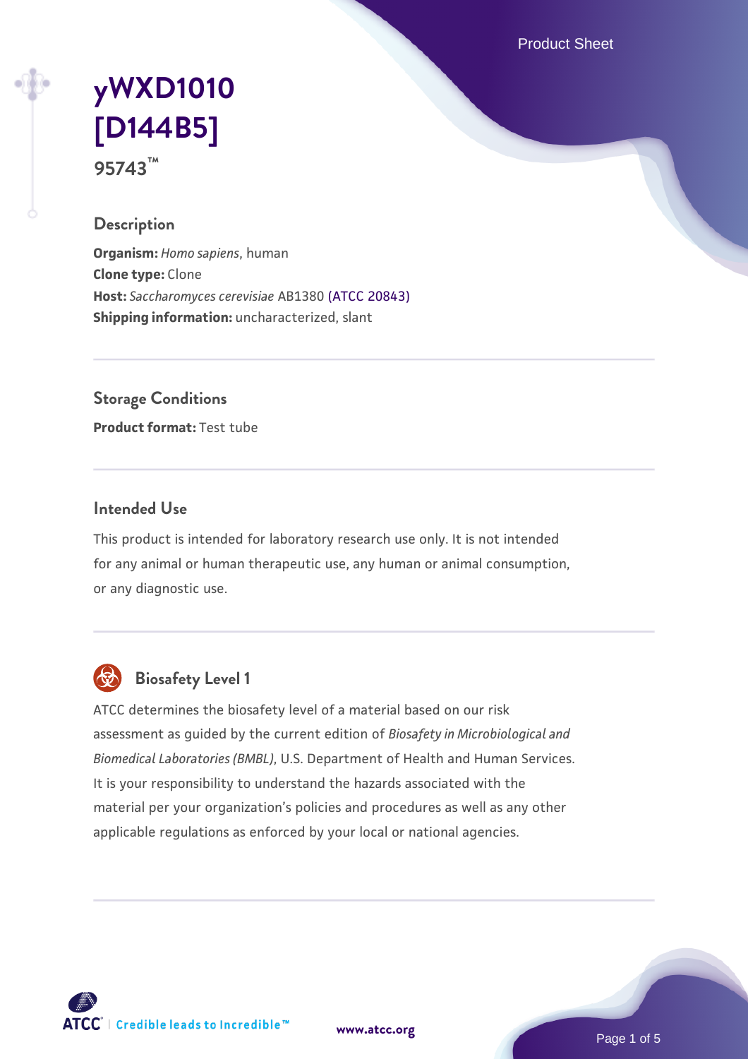# yWXD1010 [D144B5]

**95743™**

## Description

**Organism:** *Homo sapiens*, human
**Clone type:** Clone
**Host:** *Saccharomyces cerevisiae* AB1380 (ATCC 20843)
**Shipping information:** uncharacterized, slant

## Storage Conditions

**Product format:** Test tube

## Intended Use

This product is intended for laboratory research use only. It is not intended for any animal or human therapeutic use, any human or animal consumption, or any diagnostic use.

## Biosafety Level 1

ATCC determines the biosafety level of a material based on our risk assessment as guided by the current edition of *Biosafety in Microbiological and Biomedical Laboratories (BMBL)*, U.S. Department of Health and Human Services. It is your responsibility to understand the hazards associated with the material per your organization's policies and procedures as well as any other applicable regulations as enforced by your local or national agencies.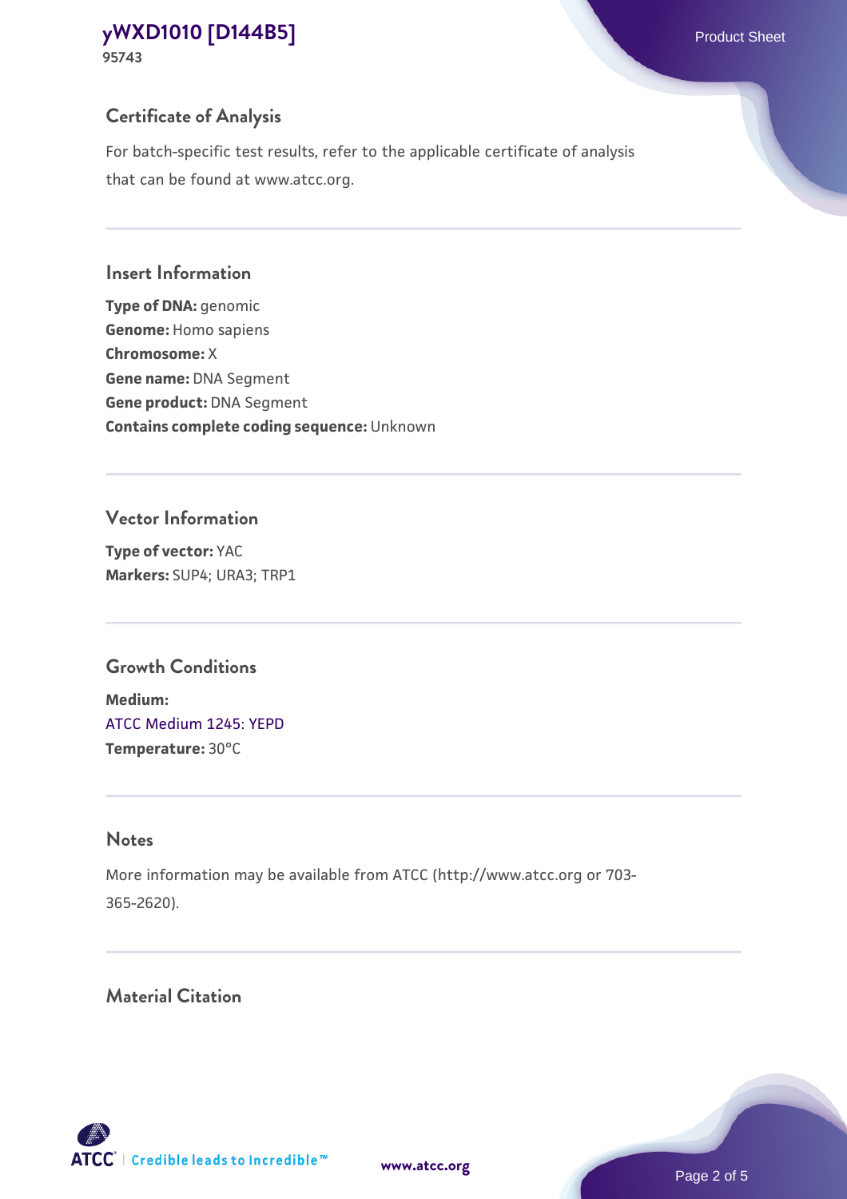## Certificate of Analysis

For batch-specific test results, refer to the applicable certificate of analysis that can be found at www.atcc.org.

## Insert Information

**Type of DNA:** genomic
**Genome:** Homo sapiens
**Chromosome:** X
**Gene name:** DNA Segment
**Gene product:** DNA Segment
**Contains complete coding sequence:** Unknown

## Vector Information

**Type of vector:** YAC
**Markers:** SUP4; URA3; TRP1

## Growth Conditions

**Medium:**
ATCC Medium 1245: YEPD
**Temperature:** 30°C

## Notes

More information may be available from ATCC (http://www.atcc.org or 703-365-2620).

## Material Citation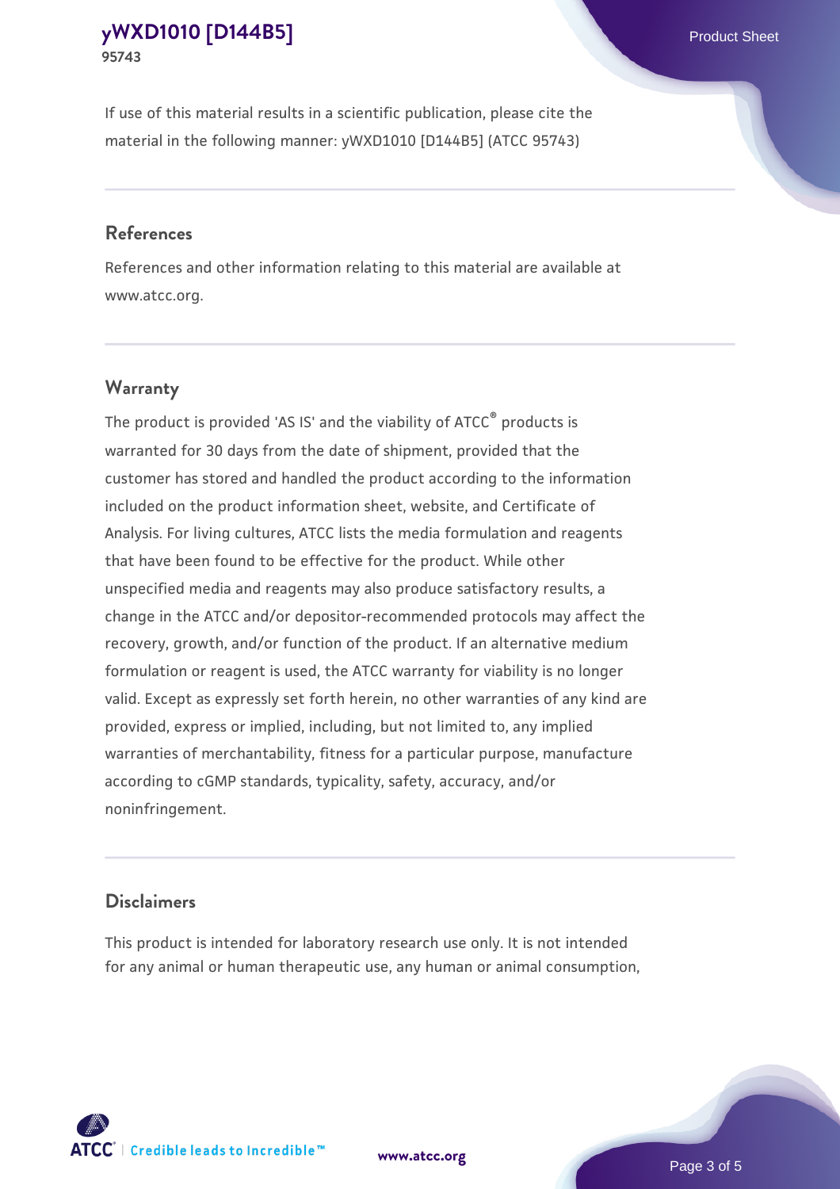If use of this material results in a scientific publication, please cite the material in the following manner: yWXD1010 [D144B5] (ATCC 95743)

## References

References and other information relating to this material are available at www.atcc.org.

## Warranty

The product is provided 'AS IS' and the viability of ATCC® products is warranted for 30 days from the date of shipment, provided that the customer has stored and handled the product according to the information included on the product information sheet, website, and Certificate of Analysis. For living cultures, ATCC lists the media formulation and reagents that have been found to be effective for the product. While other unspecified media and reagents may also produce satisfactory results, a change in the ATCC and/or depositor-recommended protocols may affect the recovery, growth, and/or function of the product. If an alternative medium formulation or reagent is used, the ATCC warranty for viability is no longer valid. Except as expressly set forth herein, no other warranties of any kind are provided, express or implied, including, but not limited to, any implied warranties of merchantability, fitness for a particular purpose, manufacture according to cGMP standards, typicality, safety, accuracy, and/or noninfringement.

## Disclaimers

This product is intended for laboratory research use only. It is not intended for any animal or human therapeutic use, any human or animal consumption,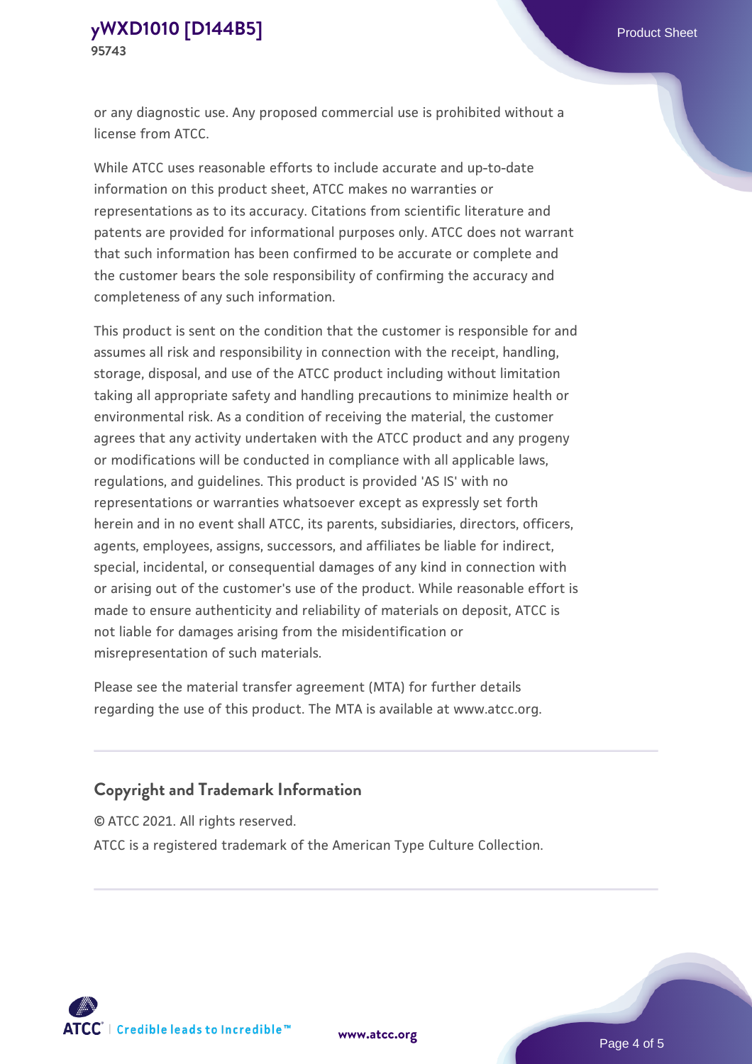or any diagnostic use. Any proposed commercial use is prohibited without a license from ATCC.

While ATCC uses reasonable efforts to include accurate and up-to-date information on this product sheet, ATCC makes no warranties or representations as to its accuracy. Citations from scientific literature and patents are provided for informational purposes only. ATCC does not warrant that such information has been confirmed to be accurate or complete and the customer bears the sole responsibility of confirming the accuracy and completeness of any such information.

This product is sent on the condition that the customer is responsible for and assumes all risk and responsibility in connection with the receipt, handling, storage, disposal, and use of the ATCC product including without limitation taking all appropriate safety and handling precautions to minimize health or environmental risk. As a condition of receiving the material, the customer agrees that any activity undertaken with the ATCC product and any progeny or modifications will be conducted in compliance with all applicable laws, regulations, and guidelines. This product is provided 'AS IS' with no representations or warranties whatsoever except as expressly set forth herein and in no event shall ATCC, its parents, subsidiaries, directors, officers, agents, employees, assigns, successors, and affiliates be liable for indirect, special, incidental, or consequential damages of any kind in connection with or arising out of the customer's use of the product. While reasonable effort is made to ensure authenticity and reliability of materials on deposit, ATCC is not liable for damages arising from the misidentification or misrepresentation of such materials.

Please see the material transfer agreement (MTA) for further details regarding the use of this product. The MTA is available at www.atcc.org.

## Copyright and Trademark Information

© ATCC 2021. All rights reserved.

ATCC is a registered trademark of the American Type Culture Collection.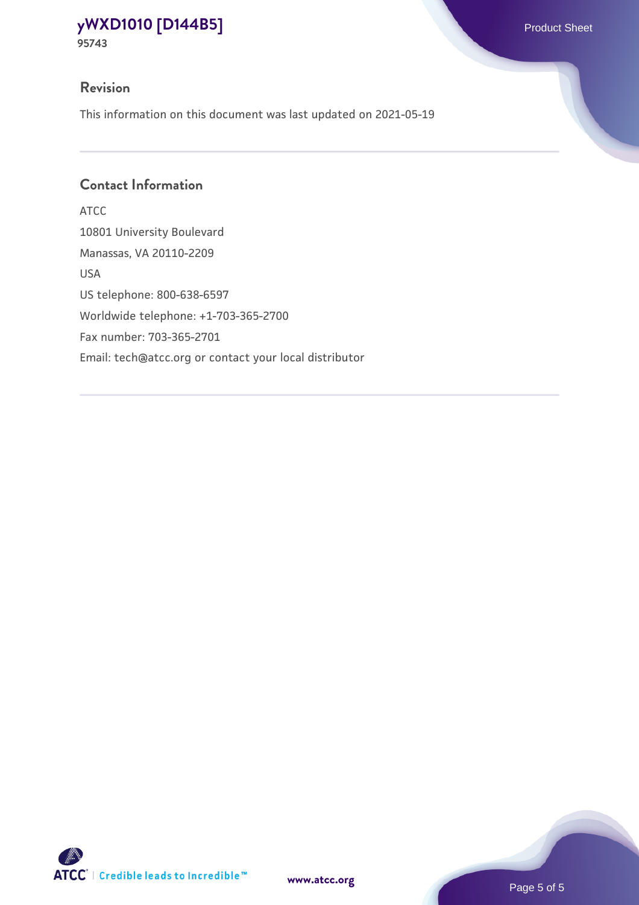## Revision

This information on this document was last updated on 2021-05-19

## Contact Information

ATCC
10801 University Boulevard
Manassas, VA 20110-2209
USA
US telephone: 800-638-6597
Worldwide telephone: +1-703-365-2700
Fax number: 703-365-2701
Email: tech@atcc.org or contact your local distributor